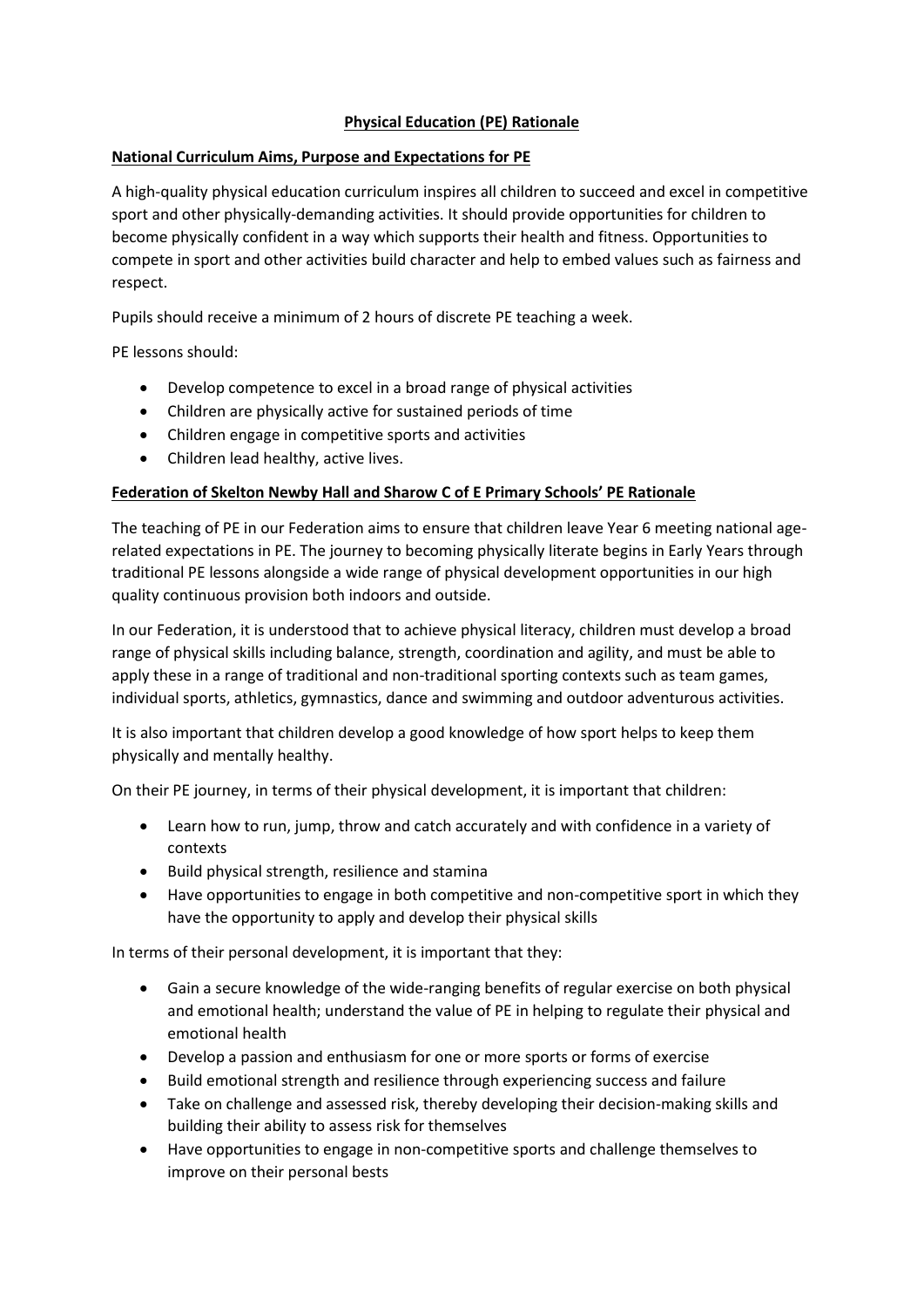# Physical Education (PE) Rationale

## National Curriculum Aims, Purpose and Expectations for PE

A high-quality physical education curriculum inspires all children to succeed and excel in competitive sport and other physically-demanding activities. It should provide opportunities for children to become physically confident in a way which supports their health and fitness. Opportunities to compete in sport and other activities build character and help to embed values such as fairness and respect.

Pupils should receive a minimum of 2 hours of discrete PE teaching a week.

PE lessons should:

- Develop competence to excel in a broad range of physical activities
- Children are physically active for sustained periods of time
- Children engage in competitive sports and activities
- Children lead healthy, active lives.

## Federation of Skelton Newby Hall and Sharow C of E Primary Schools' PE Rationale

The teaching of PE in our Federation aims to ensure that children leave Year 6 meeting national age-related expectations in PE. The journey to becoming physically literate begins in Early Years through traditional PE lessons alongside a wide range of physical development opportunities in our high quality continuous provision both indoors and outside.

In our Federation, it is understood that to achieve physical literacy, children must develop a broad range of physical skills including balance, strength, coordination and agility, and must be able to apply these in a range of traditional and non-traditional sporting contexts such as team games, individual sports, athletics, gymnastics, dance and swimming and outdoor adventurous activities.

It is also important that children develop a good knowledge of how sport helps to keep them physically and mentally healthy.

On their PE journey, in terms of their physical development, it is important that children:

- Learn how to run, jump, throw and catch accurately and with confidence in a variety of contexts
- Build physical strength, resilience and stamina
- Have opportunities to engage in both competitive and non-competitive sport in which they have the opportunity to apply and develop their physical skills

In terms of their personal development, it is important that they:

- Gain a secure knowledge of the wide-ranging benefits of regular exercise on both physical and emotional health; understand the value of PE in helping to regulate their physical and emotional health
- Develop a passion and enthusiasm for one or more sports or forms of exercise
- Build emotional strength and resilience through experiencing success and failure
- Take on challenge and assessed risk, thereby developing their decision-making skills and building their ability to assess risk for themselves
- Have opportunities to engage in non-competitive sports and challenge themselves to improve on their personal bests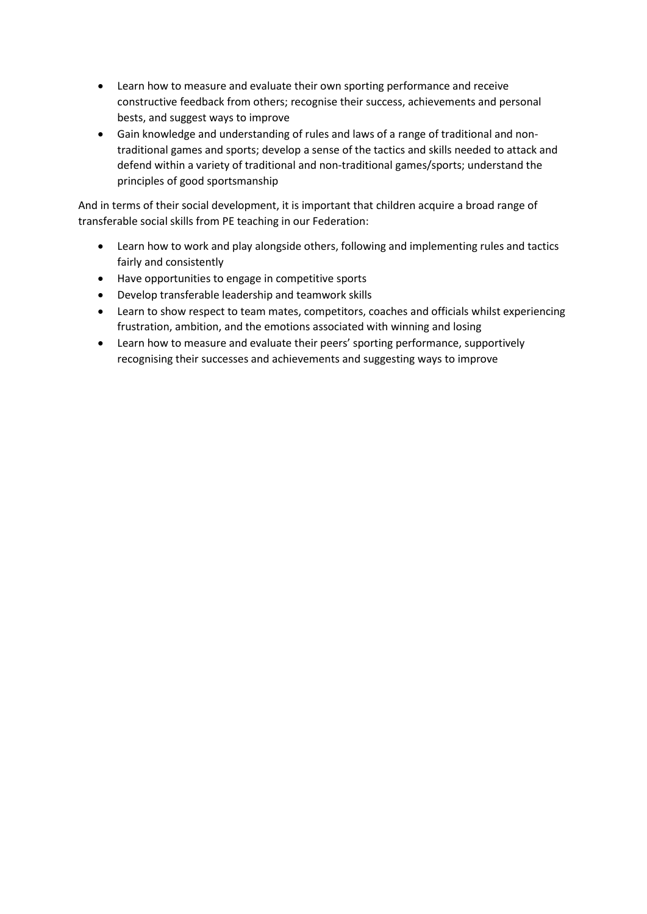- Learn how to measure and evaluate their own sporting performance and receive constructive feedback from others; recognise their success, achievements and personal bests, and suggest ways to improve
- Gain knowledge and understanding of rules and laws of a range of traditional and non-traditional games and sports; develop a sense of the tactics and skills needed to attack and defend within a variety of traditional and non-traditional games/sports; understand the principles of good sportsmanship

And in terms of their social development, it is important that children acquire a broad range of transferable social skills from PE teaching in our Federation:

- Learn how to work and play alongside others, following and implementing rules and tactics fairly and consistently
- Have opportunities to engage in competitive sports
- Develop transferable leadership and teamwork skills
- Learn to show respect to team mates, competitors, coaches and officials whilst experiencing frustration, ambition, and the emotions associated with winning and losing
- Learn how to measure and evaluate their peers' sporting performance, supportively recognising their successes and achievements and suggesting ways to improve